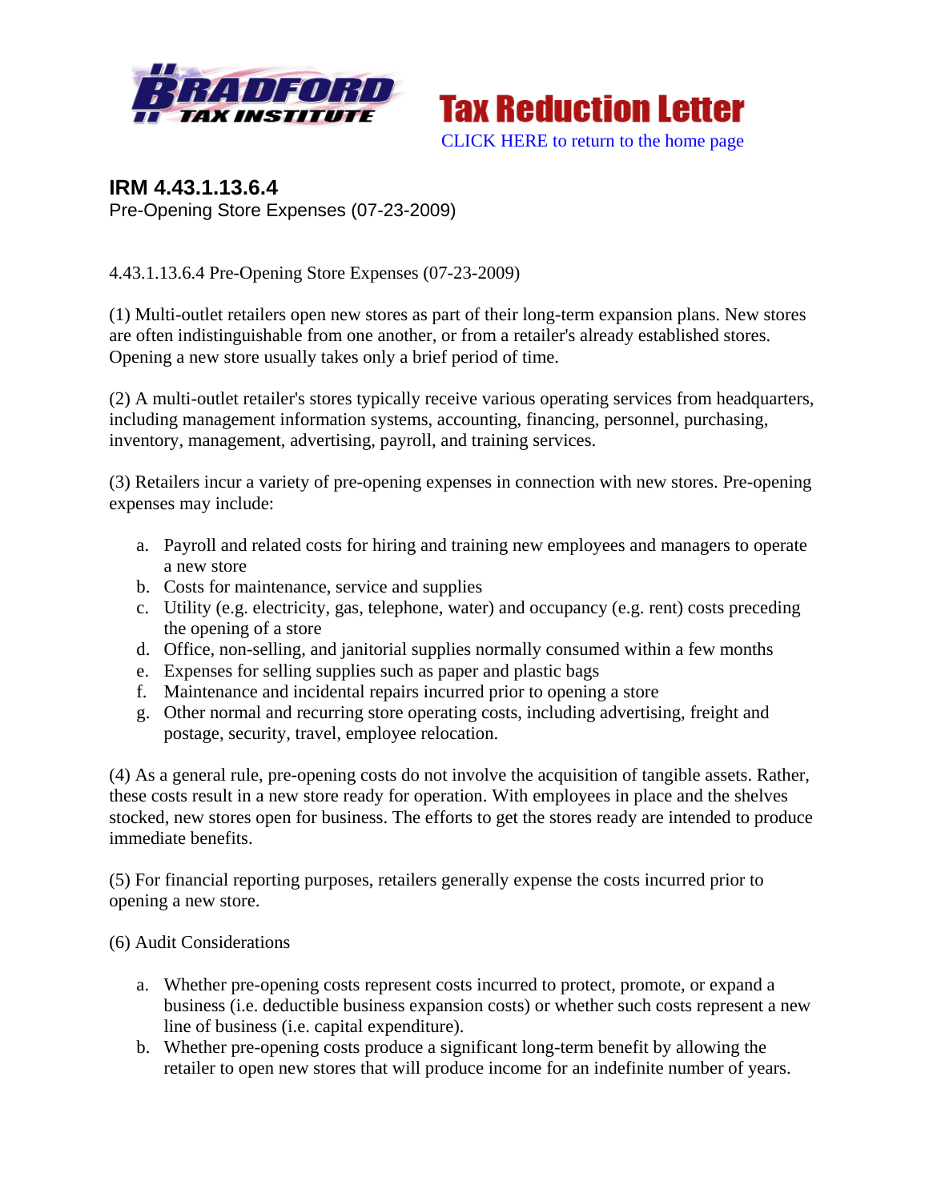Bradford Tax Institute

Tax Reduction Letter

CLICK HERE to return to the home page

## IRM 4.43.1.13.6.4

Pre-Opening Store Expenses (07-23-2009)

4.43.1.13.6.4 Pre-Opening Store Expenses (07-23-2009)

(1) Multi-outlet retailers open new stores as part of their long-term expansion plans. New stores are often indistinguishable from one another, or from a retailer's already established stores. Opening a new store usually takes only a brief period of time.

(2) A multi-outlet retailer's stores typically receive various operating services from headquarters, including management information systems, accounting, financing, personnel, purchasing, inventory, management, advertising, payroll, and training services.

(3) Retailers incur a variety of pre-opening expenses in connection with new stores. Pre-opening expenses may include:

a. Payroll and related costs for hiring and training new employees and managers to operate a new store
b. Costs for maintenance, service and supplies
c. Utility (e.g. electricity, gas, telephone, water) and occupancy (e.g. rent) costs preceding the opening of a store
d. Office, non-selling, and janitorial supplies normally consumed within a few months
e. Expenses for selling supplies such as paper and plastic bags
f. Maintenance and incidental repairs incurred prior to opening a store
g. Other normal and recurring store operating costs, including advertising, freight and postage, security, travel, employee relocation.

(4) As a general rule, pre-opening costs do not involve the acquisition of tangible assets. Rather, these costs result in a new store ready for operation. With employees in place and the shelves stocked, new stores open for business. The efforts to get the stores ready are intended to produce immediate benefits.

(5) For financial reporting purposes, retailers generally expense the costs incurred prior to opening a new store.

(6) Audit Considerations

a. Whether pre-opening costs represent costs incurred to protect, promote, or expand a business (i.e. deductible business expansion costs) or whether such costs represent a new line of business (i.e. capital expenditure).
b. Whether pre-opening costs produce a significant long-term benefit by allowing the retailer to open new stores that will produce income for an indefinite number of years.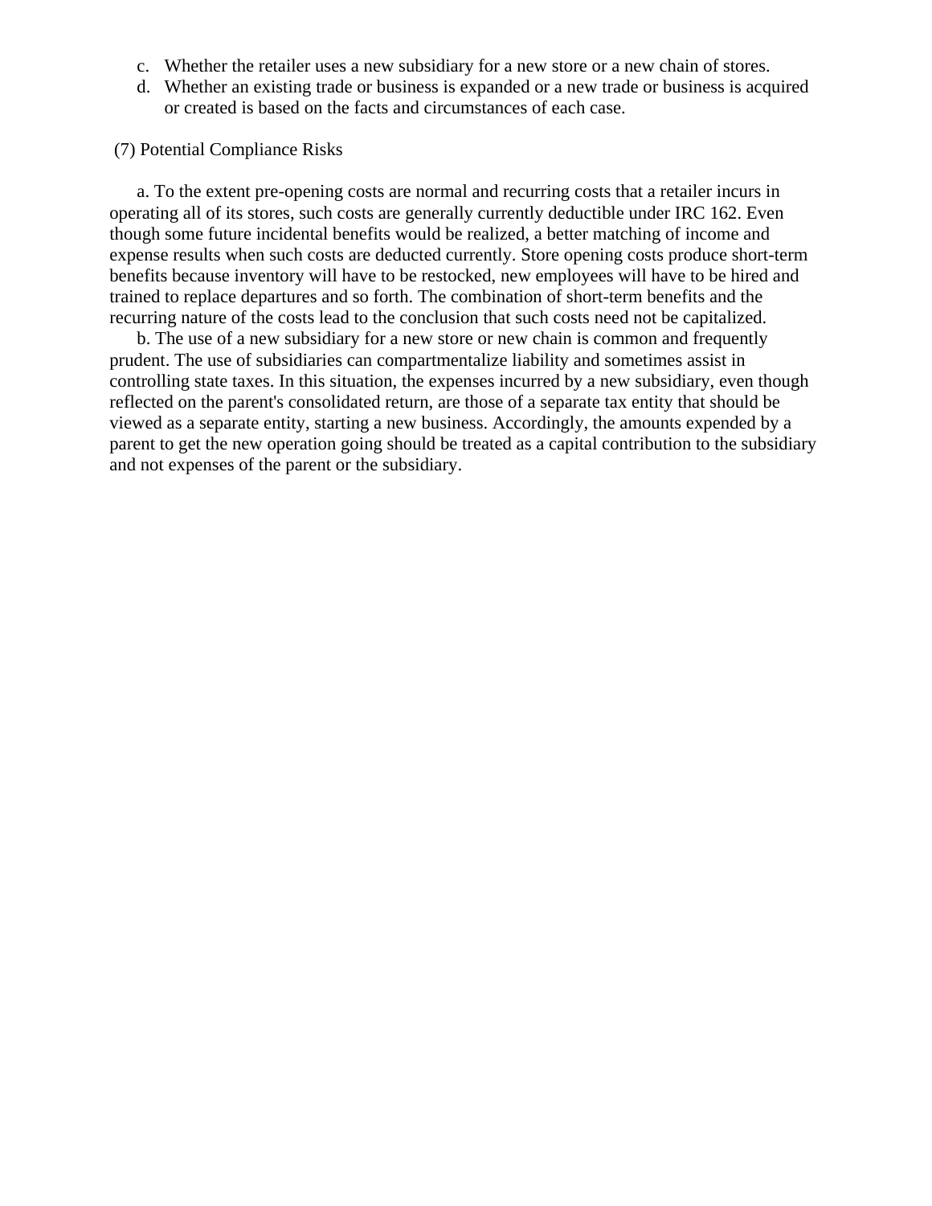c. Whether the retailer uses a new subsidiary for a new store or a new chain of stores.
d. Whether an existing trade or business is expanded or a new trade or business is acquired or created is based on the facts and circumstances of each case.

(7) Potential Compliance Risks

a. To the extent pre-opening costs are normal and recurring costs that a retailer incurs in operating all of its stores, such costs are generally currently deductible under IRC 162. Even though some future incidental benefits would be realized, a better matching of income and expense results when such costs are deducted currently. Store opening costs produce short-term benefits because inventory will have to be restocked, new employees will have to be hired and trained to replace departures and so forth. The combination of short-term benefits and the recurring nature of the costs lead to the conclusion that such costs need not be capitalized.

b. The use of a new subsidiary for a new store or new chain is common and frequently prudent. The use of subsidiaries can compartmentalize liability and sometimes assist in controlling state taxes. In this situation, the expenses incurred by a new subsidiary, even though reflected on the parent's consolidated return, are those of a separate tax entity that should be viewed as a separate entity, starting a new business. Accordingly, the amounts expended by a parent to get the new operation going should be treated as a capital contribution to the subsidiary and not expenses of the parent or the subsidiary.